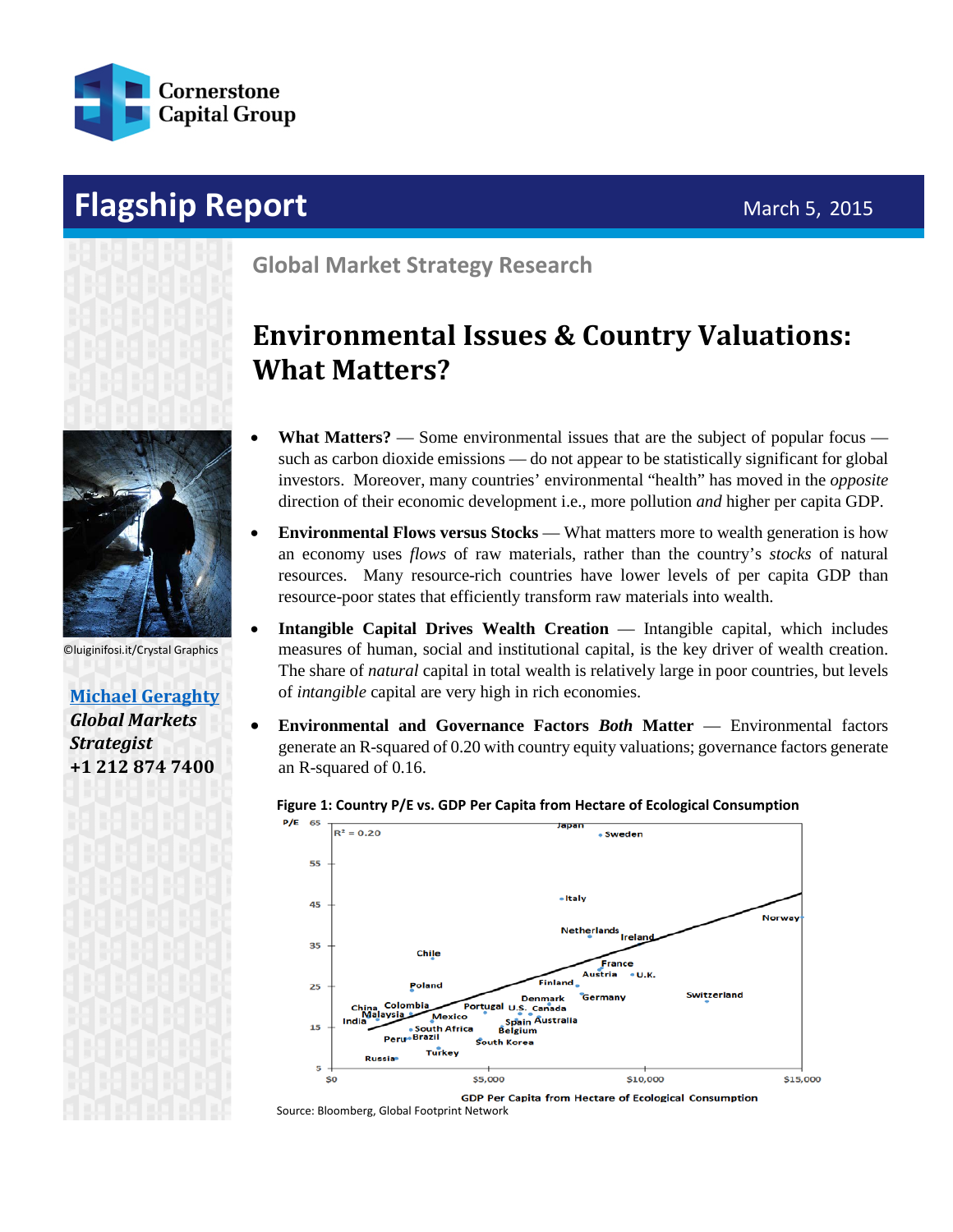Cornerstone Capital Group

# Flagship Report

March 5, 2015

## Global Market Strategy Research

# Environmental Issues & Country Valuations: What Matters?

©luiginifosi.it/Crystal Graphics

**Michael Geraghty**
***Global Markets Strategist***
**+1 212 874 7400**

- **What Matters?** — Some environmental issues that are the subject of popular focus — such as carbon dioxide emissions — do not appear to be statistically significant for global investors. Moreover, many countries' environmental "health" has moved in the *opposite* direction of their economic development i.e., more pollution *and* higher per capita GDP.
- **Environmental Flows versus Stocks** — What matters more to wealth generation is how an economy uses *flows* of raw materials, rather than the country's *stocks* of natural resources. Many resource-rich countries have lower levels of per capita GDP than resource-poor states that efficiently transform raw materials into wealth.
- **Intangible Capital Drives Wealth Creation** — Intangible capital, which includes measures of human, social and institutional capital, is the key driver of wealth creation. The share of *natural* capital in total wealth is relatively large in poor countries, but levels of *intangible* capital are very high in rich economies.
- **Environmental and Governance Factors *Both* Matter** — Environmental factors generate an R-squared of 0.20 with country equity valuations; governance factors generate an R-squared of 0.16.

**Figure 1: Country P/E vs. GDP Per Capita from Hectare of Ecological Consumption**

Source: Bloomberg, Global Footprint Network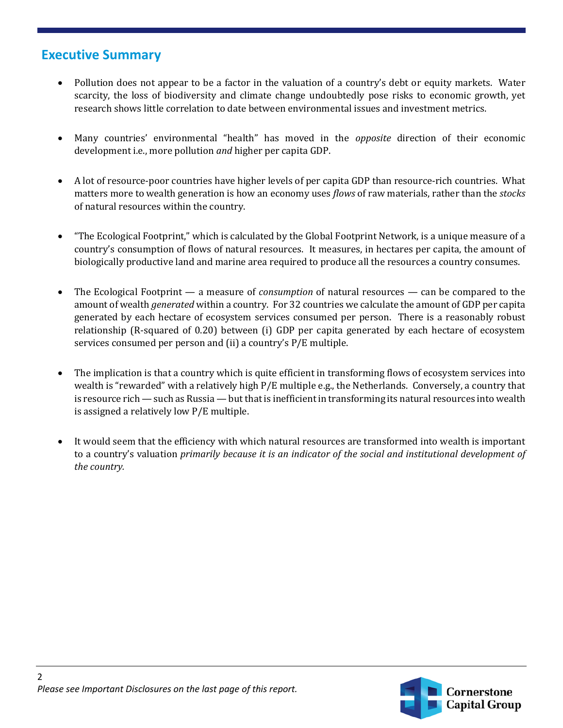## Executive Summary

- Pollution does not appear to be a factor in the valuation of a country's debt or equity markets. Water scarcity, the loss of biodiversity and climate change undoubtedly pose risks to economic growth, yet research shows little correlation to date between environmental issues and investment metrics.

- Many countries' environmental "health" has moved in the *opposite* direction of their economic development i.e., more pollution *and* higher per capita GDP.

- A lot of resource-poor countries have higher levels of per capita GDP than resource-rich countries. What matters more to wealth generation is how an economy uses *flows* of raw materials, rather than the *stocks* of natural resources within the country.

- "The Ecological Footprint," which is calculated by the Global Footprint Network, is a unique measure of a country's consumption of flows of natural resources. It measures, in hectares per capita, the amount of biologically productive land and marine area required to produce all the resources a country consumes.

- The Ecological Footprint — a measure of *consumption* of natural resources — can be compared to the amount of wealth *generated* within a country. For 32 countries we calculate the amount of GDP per capita generated by each hectare of ecosystem services consumed per person. There is a reasonably robust relationship (R-squared of 0.20) between (i) GDP per capita generated by each hectare of ecosystem services consumed per person and (ii) a country's P/E multiple.

- The implication is that a country which is quite efficient in transforming flows of ecosystem services into wealth is "rewarded" with a relatively high P/E multiple e.g., the Netherlands. Conversely, a country that is resource rich — such as Russia — but that is inefficient in transforming its natural resources into wealth is assigned a relatively low P/E multiple.

- It would seem that the efficiency with which natural resources are transformed into wealth is important to a country's valuation *primarily because it is an indicator of the social and institutional development of the country.*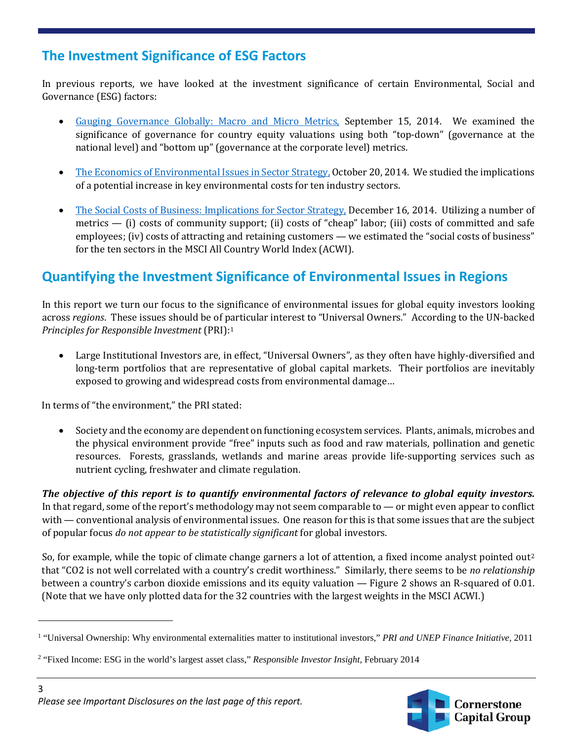## The Investment Significance of ESG Factors

In previous reports, we have looked at the investment significance of certain Environmental, Social and Governance (ESG) factors:

- Gauging Governance Globally: Macro and Micro Metrics, September 15, 2014. We examined the significance of governance for country equity valuations using both "top-down" (governance at the national level) and "bottom up" (governance at the corporate level) metrics.

- The Economics of Environmental Issues in Sector Strategy, October 20, 2014. We studied the implications of a potential increase in key environmental costs for ten industry sectors.

- The Social Costs of Business: Implications for Sector Strategy, December 16, 2014. Utilizing a number of metrics — (i) costs of community support; (ii) costs of "cheap" labor; (iii) costs of committed and safe employees; (iv) costs of attracting and retaining customers — we estimated the "social costs of business" for the ten sectors in the MSCI All Country World Index (ACWI).

## Quantifying the Investment Significance of Environmental Issues in Regions

In this report we turn our focus to the significance of environmental issues for global equity investors looking across *regions*. These issues should be of particular interest to "Universal Owners." According to the UN-backed *Principles for Responsible Investment* (PRI):[1]

- Large Institutional Investors are, in effect, "Universal Owners", as they often have highly-diversified and long-term portfolios that are representative of global capital markets. Their portfolios are inevitably exposed to growing and widespread costs from environmental damage…

In terms of "the environment," the PRI stated:

- Society and the economy are dependent on functioning ecosystem services. Plants, animals, microbes and the physical environment provide "free" inputs such as food and raw materials, pollination and genetic resources. Forests, grasslands, wetlands and marine areas provide life-supporting services such as nutrient cycling, freshwater and climate regulation.

***The objective of this report is to quantify environmental factors of relevance to global equity investors.*** In that regard, some of the report's methodology may not seem comparable to — or might even appear to conflict with — conventional analysis of environmental issues. One reason for this is that some issues that are the subject of popular focus *do not appear to be statistically significant* for global investors.

So, for example, while the topic of climate change garners a lot of attention, a fixed income analyst pointed out[2] that "CO2 is not well correlated with a country's credit worthiness." Similarly, there seems to be *no relationship* between a country's carbon dioxide emissions and its equity valuation — Figure 2 shows an R-squared of 0.01. (Note that we have only plotted data for the 32 countries with the largest weights in the MSCI ACWI.)

---

[1] "Universal Ownership: Why environmental externalities matter to institutional investors," *PRI and UNEP Finance Initiative*, 2011

[2] "Fixed Income: ESG in the world's largest asset class," *Responsible Investor Insight*, February 2014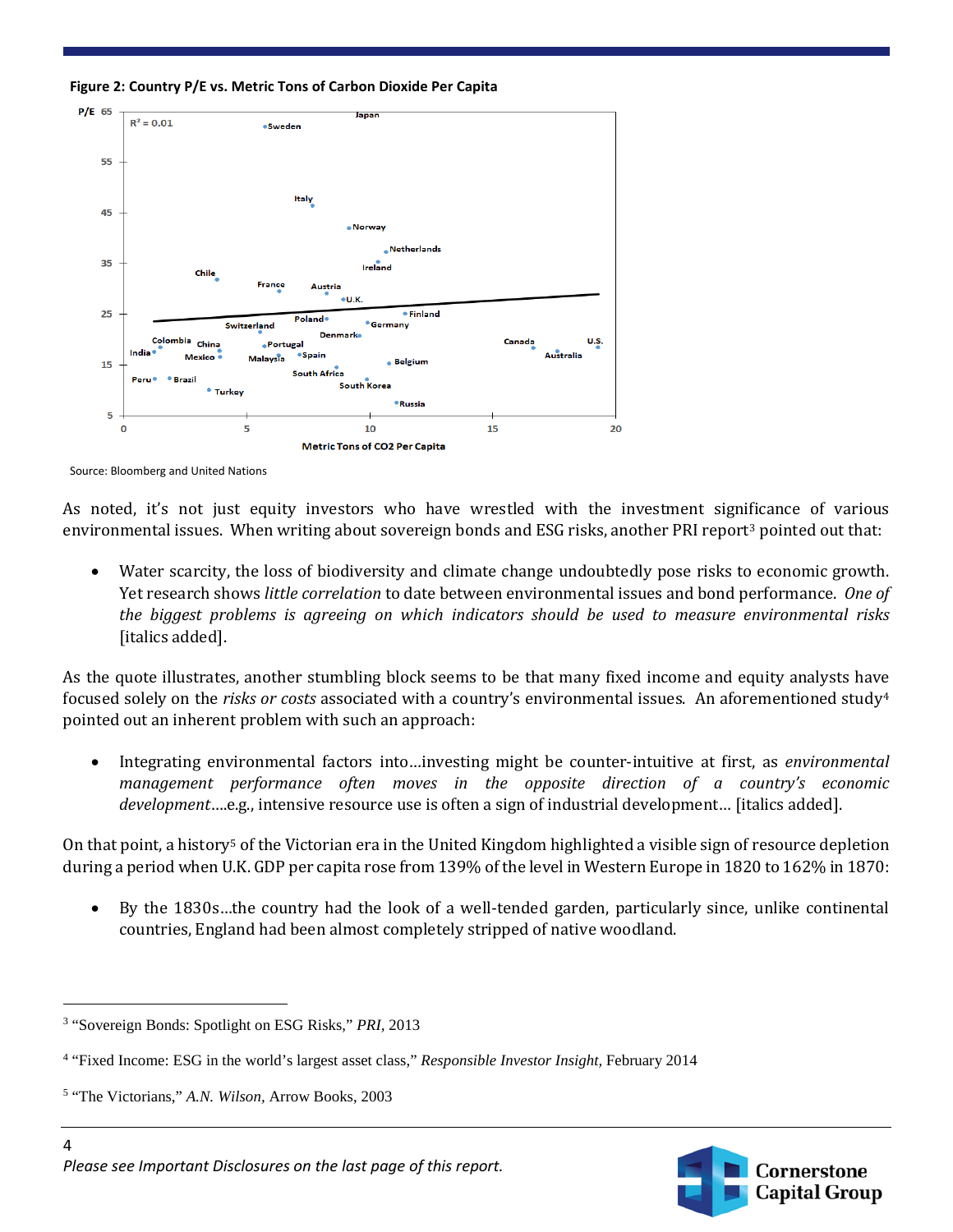**Figure 2: Country P/E vs. Metric Tons of Carbon Dioxide Per Capita**

Source: Bloomberg and United Nations

As noted, it's not just equity investors who have wrestled with the investment significance of various environmental issues. When writing about sovereign bonds and ESG risks, another PRI report[3] pointed out that:

- Water scarcity, the loss of biodiversity and climate change undoubtedly pose risks to economic growth. Yet research shows *little correlation* to date between environmental issues and bond performance. *One of the biggest problems is agreeing on which indicators should be used to measure environmental risks* [italics added].

As the quote illustrates, another stumbling block seems to be that many fixed income and equity analysts have focused solely on the *risks or costs* associated with a country's environmental issues. An aforementioned study[4] pointed out an inherent problem with such an approach:

- Integrating environmental factors into…investing might be counter-intuitive at first, as *environmental management performance often moves in the opposite direction of a country's economic development*….e.g., intensive resource use is often a sign of industrial development… [italics added].

On that point, a history[5] of the Victorian era in the United Kingdom highlighted a visible sign of resource depletion during a period when U.K. GDP per capita rose from 139% of the level in Western Europe in 1820 to 162% in 1870:

- By the 1830s…the country had the look of a well-tended garden, particularly since, unlike continental countries, England had been almost completely stripped of native woodland.

---

[3] "Sovereign Bonds: Spotlight on ESG Risks," *PRI*, 2013

[4] "Fixed Income: ESG in the world's largest asset class," *Responsible Investor Insight*, February 2014

[5] "The Victorians," *A.N. Wilson*, Arrow Books, 2003

*Please see Important Disclosures on the last page of this report.*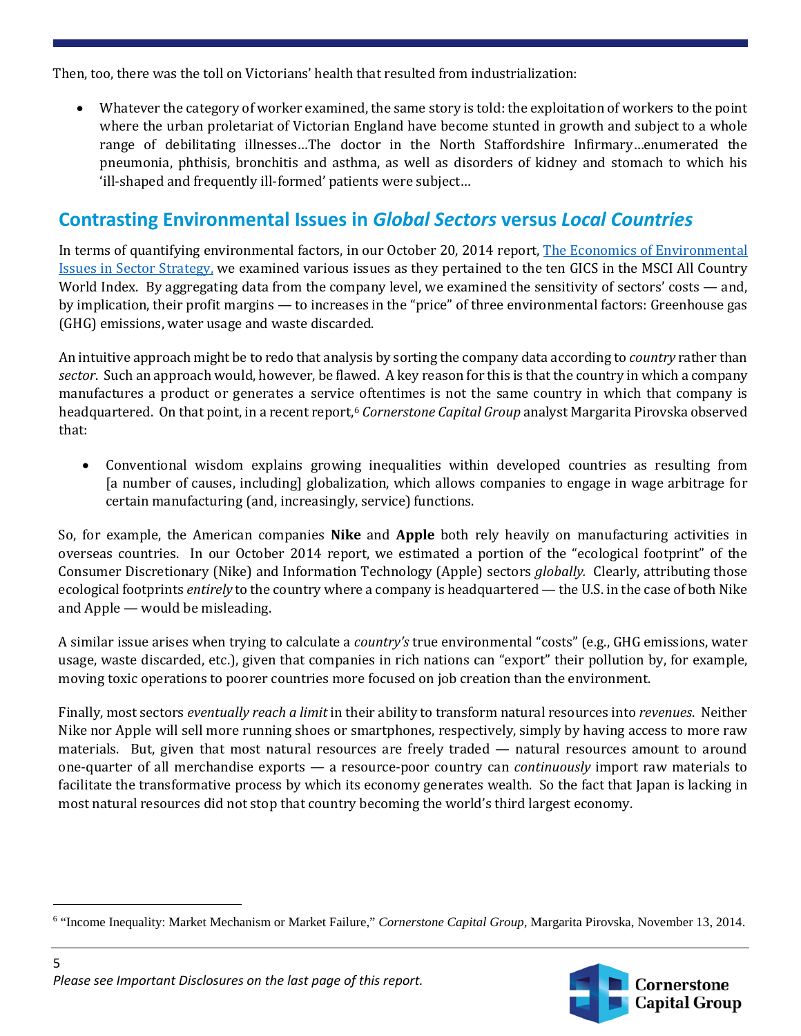Then, too, there was the toll on Victorians' health that resulted from industrialization:

- Whatever the category of worker examined, the same story is told: the exploitation of workers to the point where the urban proletariat of Victorian England have become stunted in growth and subject to a whole range of debilitating illnesses…The doctor in the North Staffordshire Infirmary…enumerated the pneumonia, phthisis, bronchitis and asthma, as well as disorders of kidney and stomach to which his 'ill-shaped and frequently ill-formed' patients were subject…

## Contrasting Environmental Issues in *Global Sectors* versus *Local Countries*

In terms of quantifying environmental factors, in our October 20, 2014 report, The Economics of Environmental Issues in Sector Strategy, we examined various issues as they pertained to the ten GICS in the MSCI All Country World Index. By aggregating data from the company level, we examined the sensitivity of sectors' costs — and, by implication, their profit margins — to increases in the "price" of three environmental factors: Greenhouse gas (GHG) emissions, water usage and waste discarded.

An intuitive approach might be to redo that analysis by sorting the company data according to *country* rather than *sector*. Such an approach would, however, be flawed. A key reason for this is that the country in which a company manufactures a product or generates a service oftentimes is not the same country in which that company is headquartered. On that point, in a recent report,[6] *Cornerstone Capital Group* analyst Margarita Pirovska observed that:

- Conventional wisdom explains growing inequalities within developed countries as resulting from [a number of causes, including] globalization, which allows companies to engage in wage arbitrage for certain manufacturing (and, increasingly, service) functions.

So, for example, the American companies **Nike** and **Apple** both rely heavily on manufacturing activities in overseas countries. In our October 2014 report, we estimated a portion of the "ecological footprint" of the Consumer Discretionary (Nike) and Information Technology (Apple) sectors *globally*. Clearly, attributing those ecological footprints *entirely* to the country where a company is headquartered — the U.S. in the case of both Nike and Apple — would be misleading.

A similar issue arises when trying to calculate a *country's* true environmental "costs" (e.g., GHG emissions, water usage, waste discarded, etc.), given that companies in rich nations can "export" their pollution by, for example, moving toxic operations to poorer countries more focused on job creation than the environment.

Finally, most sectors *eventually reach a limit* in their ability to transform natural resources into *revenues*. Neither Nike nor Apple will sell more running shoes or smartphones, respectively, simply by having access to more raw materials. But, given that most natural resources are freely traded — natural resources amount to around one-quarter of all merchandise exports — a resource-poor country can *continuously* import raw materials to facilitate the transformative process by which its economy generates wealth. So the fact that Japan is lacking in most natural resources did not stop that country becoming the world's third largest economy.

---

[6] "Income Inequality: Market Mechanism or Market Failure," *Cornerstone Capital Group*, Margarita Pirovska, November 13, 2014.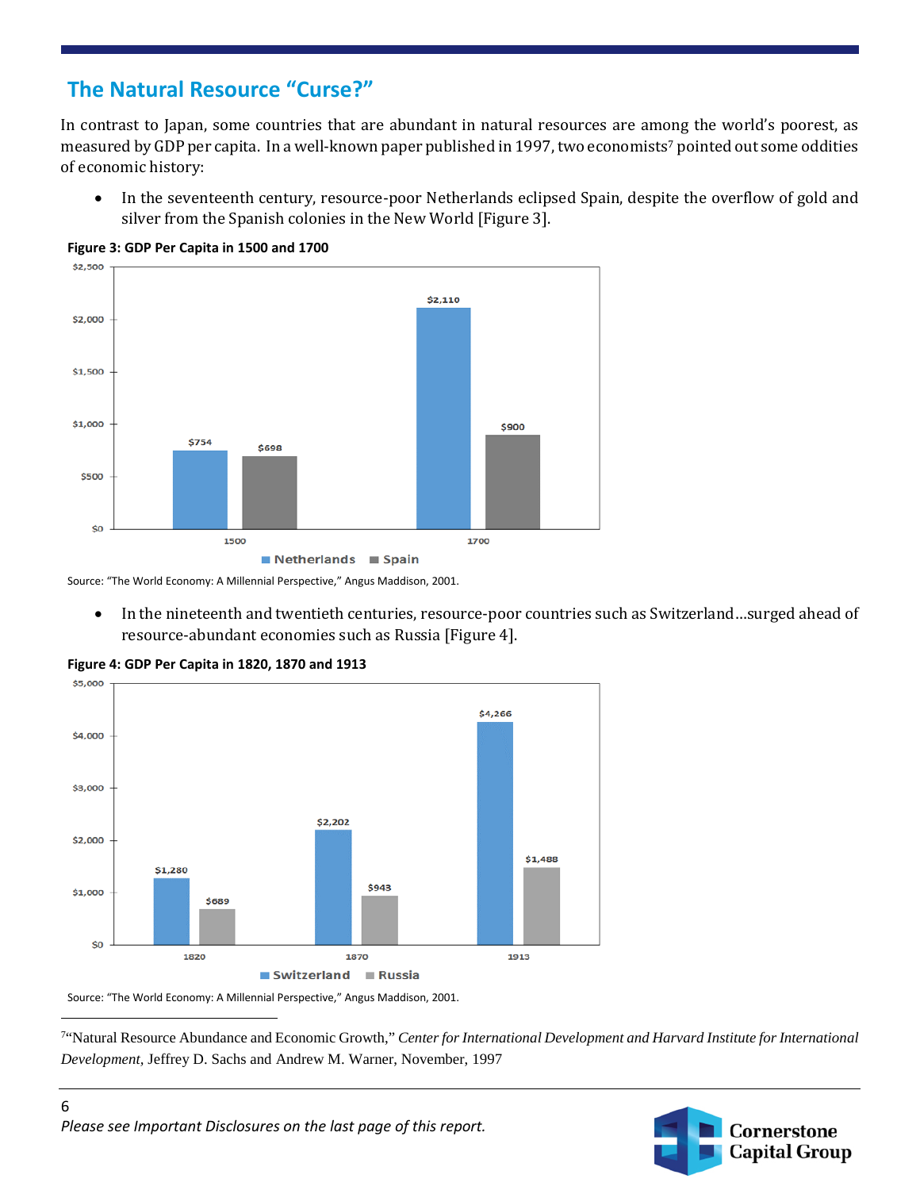## The Natural Resource "Curse?"

In contrast to Japan, some countries that are abundant in natural resources are among the world's poorest, as measured by GDP per capita. In a well-known paper published in 1997, two economists[7] pointed out some oddities of economic history:

- In the seventeenth century, resource-poor Netherlands eclipsed Spain, despite the overflow of gold and silver from the Spanish colonies in the New World [Figure 3].

**Figure 3: GDP Per Capita in 1500 and 1700**

| Year | Netherlands | Spain |
|---|---|---|
| 1500 | $754 | $698 |
| 1700 | $2,110 | $900 |

Source: "The World Economy: A Millennial Perspective," Angus Maddison, 2001.

- In the nineteenth and twentieth centuries, resource-poor countries such as Switzerland…surged ahead of resource-abundant economies such as Russia [Figure 4].

**Figure 4: GDP Per Capita in 1820, 1870 and 1913**

| Year | Switzerland | Russia |
|---|---|---|
| 1820 | $1,280 | $689 |
| 1870 | $2,202 | $943 |
| 1913 | $4,266 | $1,488 |

Source: "The World Economy: A Millennial Perspective," Angus Maddison, 2001.

---

[7] "Natural Resource Abundance and Economic Growth," *Center for International Development and Harvard Institute for International Development*, Jeffrey D. Sachs and Andrew M. Warner, November, 1997

*Please see Important Disclosures on the last page of this report.*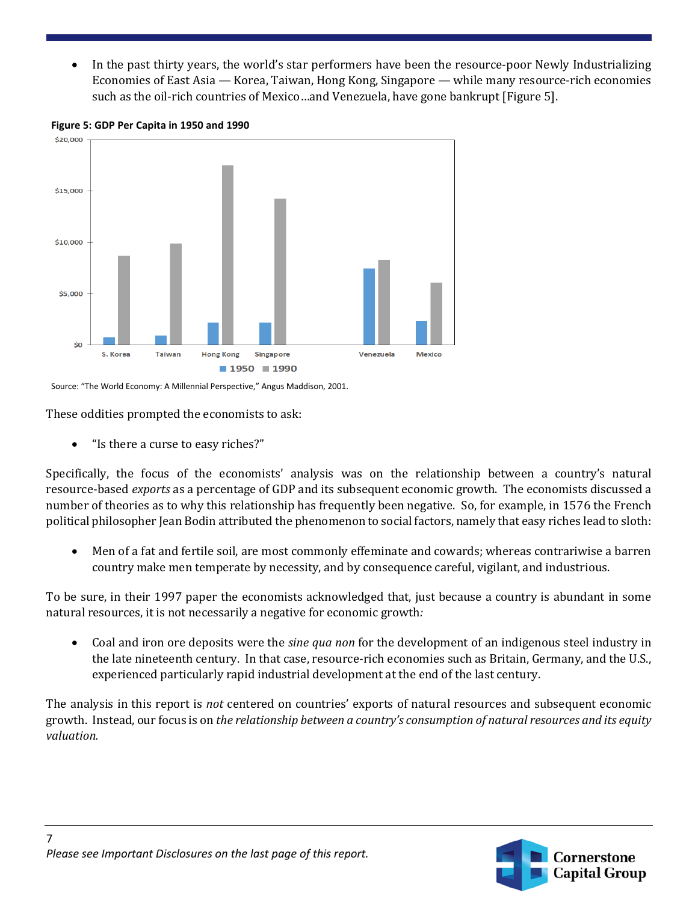- In the past thirty years, the world's star performers have been the resource-poor Newly Industrializing Economies of East Asia — Korea, Taiwan, Hong Kong, Singapore — while many resource-rich economies such as the oil-rich countries of Mexico…and Venezuela, have gone bankrupt [Figure 5].

**Figure 5: GDP Per Capita in 1950 and 1990**

Source: "The World Economy: A Millennial Perspective," Angus Maddison, 2001.

These oddities prompted the economists to ask:

- "Is there a curse to easy riches?"

Specifically, the focus of the economists' analysis was on the relationship between a country's natural resource-based *exports* as a percentage of GDP and its subsequent economic growth. The economists discussed a number of theories as to why this relationship has frequently been negative. So, for example, in 1576 the French political philosopher Jean Bodin attributed the phenomenon to social factors, namely that easy riches lead to sloth:

- Men of a fat and fertile soil, are most commonly effeminate and cowards; whereas contrariwise a barren country make men temperate by necessity, and by consequence careful, vigilant, and industrious.

To be sure, in their 1997 paper the economists acknowledged that, just because a country is abundant in some natural resources, it is not necessarily a negative for economic growth*:*

- Coal and iron ore deposits were the *sine qua non* for the development of an indigenous steel industry in the late nineteenth century. In that case, resource-rich economies such as Britain, Germany, and the U.S., experienced particularly rapid industrial development at the end of the last century.

The analysis in this report is *not* centered on countries' exports of natural resources and subsequent economic growth. Instead, our focus is on *the relationship between a country's consumption of natural resources and its equity valuation.*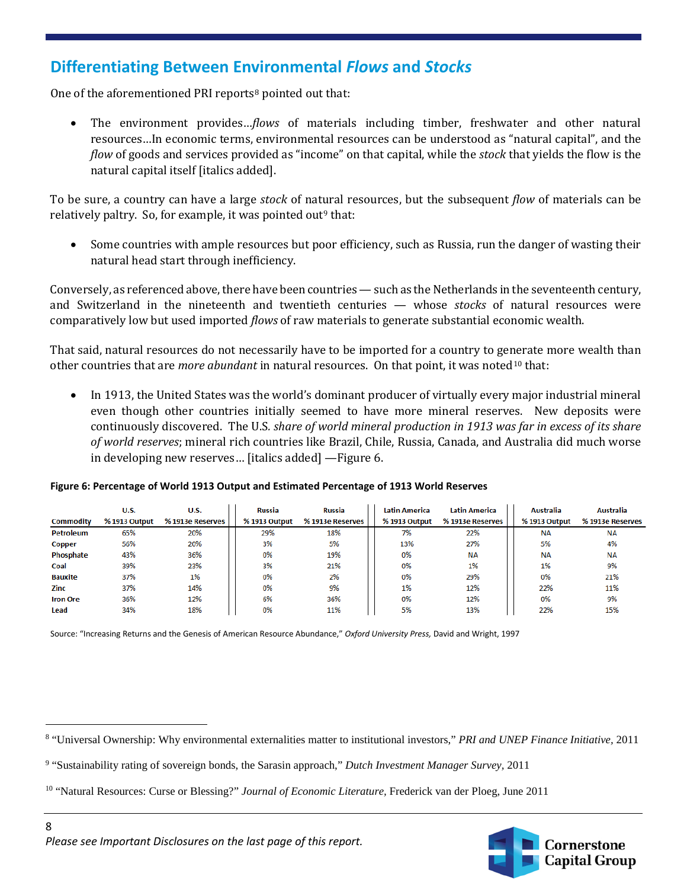## Differentiating Between Environmental *Flows* and *Stocks*

One of the aforementioned PRI reports[8] pointed out that:

- The environment provides…*flows* of materials including timber, freshwater and other natural resources…In economic terms, environmental resources can be understood as "natural capital", and the *flow* of goods and services provided as "income" on that capital, while the *stock* that yields the flow is the natural capital itself [italics added].

To be sure, a country can have a large *stock* of natural resources, but the subsequent *flow* of materials can be relatively paltry. So, for example, it was pointed out[9] that:

- Some countries with ample resources but poor efficiency, such as Russia, run the danger of wasting their natural head start through inefficiency.

Conversely, as referenced above, there have been countries — such as the Netherlands in the seventeenth century, and Switzerland in the nineteenth and twentieth centuries — whose *stocks* of natural resources were comparatively low but used imported *flows* of raw materials to generate substantial economic wealth.

That said, natural resources do not necessarily have to be imported for a country to generate more wealth than other countries that are *more abundant* in natural resources. On that point, it was noted[10] that:

- In 1913, the United States was the world's dominant producer of virtually every major industrial mineral even though other countries initially seemed to have more mineral reserves. New deposits were continuously discovered. The U.S*. share of world mineral production in 1913 was far in excess of its share of world reserves*; mineral rich countries like Brazil, Chile, Russia, Canada, and Australia did much worse in developing new reserves… [italics added] —Figure 6.

**Figure 6: Percentage of World 1913 Output and Estimated Percentage of 1913 World Reserves**

| Commodity | U.S. % 1913 Output | U.S. % 1913e Reserves | Russia % 1913 Output | Russia % 1913e Reserves | Latin America % 1913 Output | Latin America % 1913e Reserves | Australia % 1913 Output | Australia % 1913e Reserves |
|---|---|---|---|---|---|---|---|---|
| Petroleum | 65% | 20% | 29% | 18% | 7% | 22% | NA | NA |
| Copper | 56% | 20% | 3% | 5% | 13% | 27% | 5% | 4% |
| Phosphate | 43% | 36% | 0% | 19% | 0% | NA | NA | NA |
| Coal | 39% | 23% | 3% | 21% | 0% | 1% | 1% | 9% |
| Bauxite | 37% | 1% | 0% | 2% | 0% | 29% | 0% | 21% |
| Zinc | 37% | 14% | 0% | 9% | 1% | 12% | 22% | 11% |
| Iron Ore | 36% | 12% | 6% | 36% | 0% | 12% | 0% | 9% |
| Lead | 34% | 18% | 0% | 11% | 5% | 13% | 22% | 15% |

Source: "Increasing Returns and the Genesis of American Resource Abundance," *Oxford University Press,* David and Wright, 1997

[8] "Universal Ownership: Why environmental externalities matter to institutional investors," *PRI and UNEP Finance Initiative*, 2011

[9] "Sustainability rating of sovereign bonds, the Sarasin approach," *Dutch Investment Manager Survey*, 2011

[10] "Natural Resources: Curse or Blessing?" *Journal of Economic Literature*, Frederick van der Ploeg, June 2011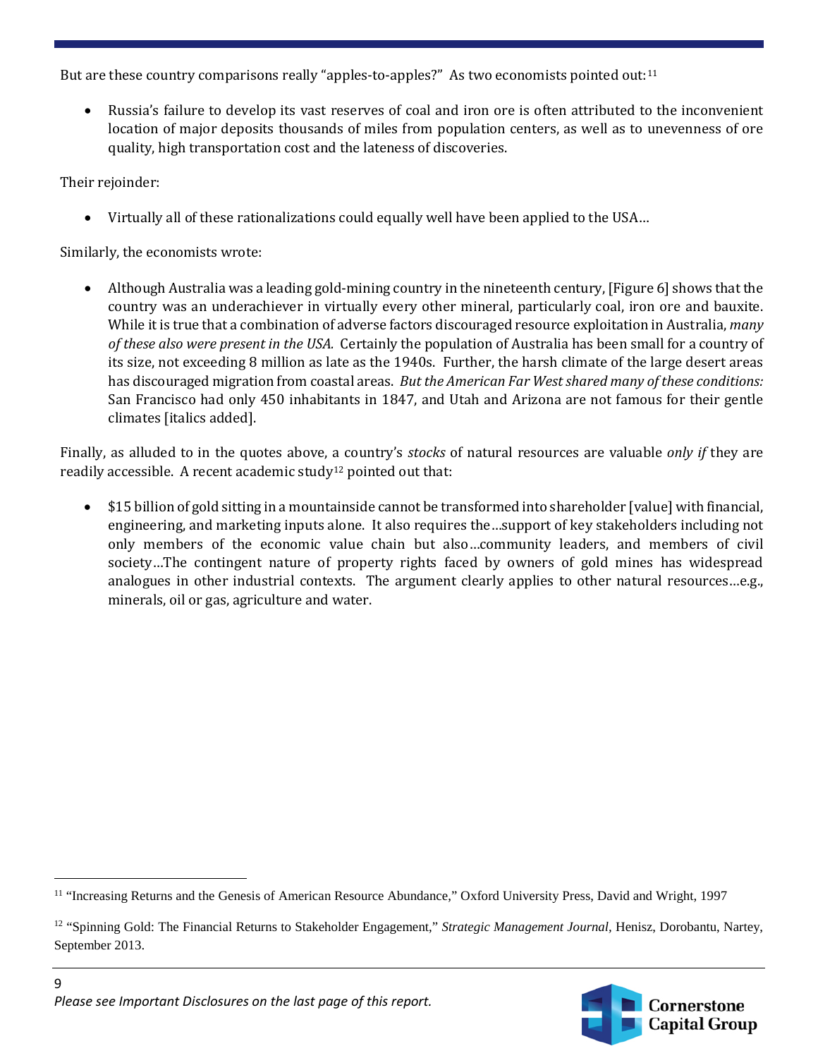But are these country comparisons really "apples-to-apples?" As two economists pointed out:[11]

- Russia's failure to develop its vast reserves of coal and iron ore is often attributed to the inconvenient location of major deposits thousands of miles from population centers, as well as to unevenness of ore quality, high transportation cost and the lateness of discoveries.

Their rejoinder:

- Virtually all of these rationalizations could equally well have been applied to the USA…

Similarly, the economists wrote:

- Although Australia was a leading gold-mining country in the nineteenth century, [Figure 6] shows that the country was an underachiever in virtually every other mineral, particularly coal, iron ore and bauxite. While it is true that a combination of adverse factors discouraged resource exploitation in Australia, *many of these also were present in the USA.* Certainly the population of Australia has been small for a country of its size, not exceeding 8 million as late as the 1940s. Further, the harsh climate of the large desert areas has discouraged migration from coastal areas. *But the American Far West shared many of these conditions:* San Francisco had only 450 inhabitants in 1847, and Utah and Arizona are not famous for their gentle climates [italics added].

Finally, as alluded to in the quotes above, a country's *stocks* of natural resources are valuable *only if* they are readily accessible. A recent academic study[12] pointed out that:

- $15 billion of gold sitting in a mountainside cannot be transformed into shareholder [value] with financial, engineering, and marketing inputs alone. It also requires the…support of key stakeholders including not only members of the economic value chain but also…community leaders, and members of civil society…The contingent nature of property rights faced by owners of gold mines has widespread analogues in other industrial contexts. The argument clearly applies to other natural resources…e.g., minerals, oil or gas, agriculture and water.

---

[11] "Increasing Returns and the Genesis of American Resource Abundance," Oxford University Press, David and Wright, 1997

[12] "Spinning Gold: The Financial Returns to Stakeholder Engagement," *Strategic Management Journal*, Henisz, Dorobantu, Nartey, September 2013.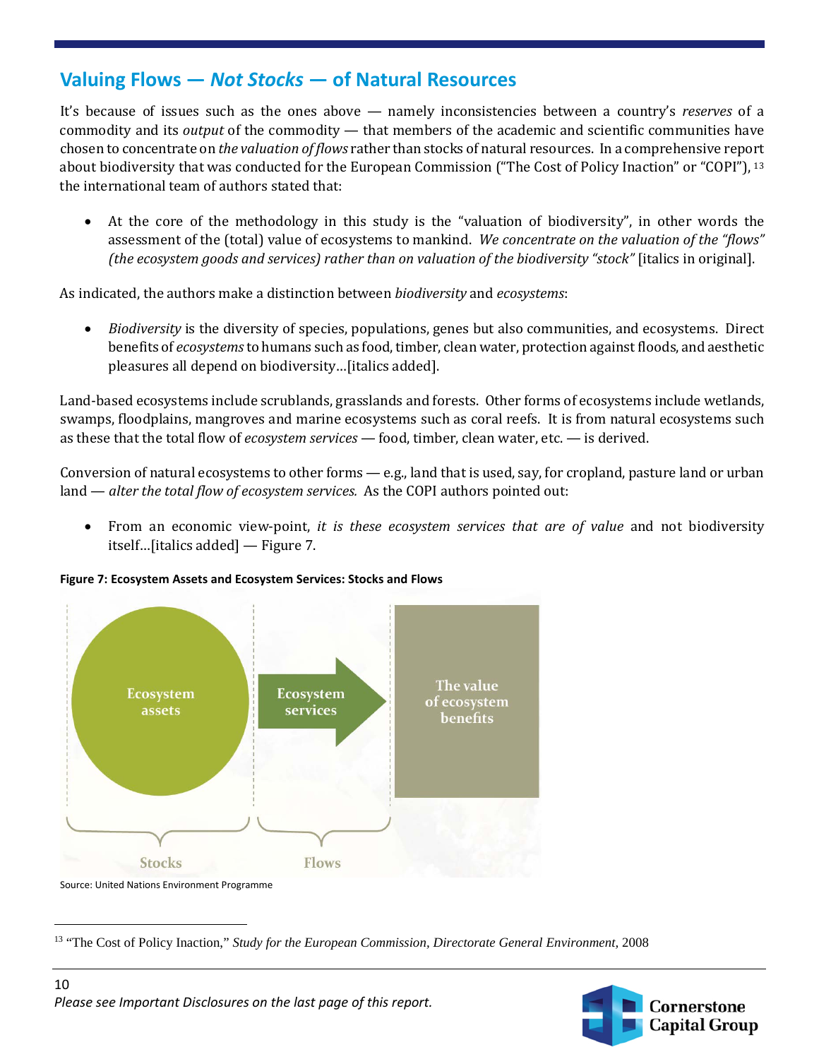## Valuing Flows — *Not Stocks* — of Natural Resources

It's because of issues such as the ones above — namely inconsistencies between a country's *reserves* of a commodity and its *output* of the commodity — that members of the academic and scientific communities have chosen to concentrate on *the valuation of flows* rather than stocks of natural resources. In a comprehensive report about biodiversity that was conducted for the European Commission ("The Cost of Policy Inaction" or "COPI"), [13] the international team of authors stated that:

- At the core of the methodology in this study is the "valuation of biodiversity", in other words the assessment of the (total) value of ecosystems to mankind. *We concentrate on the valuation of the "flows" (the ecosystem goods and services) rather than on valuation of the biodiversity "stock"* [italics in original].

As indicated, the authors make a distinction between *biodiversity* and *ecosystems*:

- *Biodiversity* is the diversity of species, populations, genes but also communities, and ecosystems. Direct benefits of *ecosystems* to humans such as food, timber, clean water, protection against floods, and aesthetic pleasures all depend on biodiversity…[italics added].

Land-based ecosystems include scrublands, grasslands and forests. Other forms of ecosystems include wetlands, swamps, floodplains, mangroves and marine ecosystems such as coral reefs. It is from natural ecosystems such as these that the total flow of *ecosystem services* — food, timber, clean water, etc. — is derived.

Conversion of natural ecosystems to other forms — e.g., land that is used, say, for cropland, pasture land or urban land — *alter the total flow of ecosystem services.* As the COPI authors pointed out:

- From an economic view-point, *it is these ecosystem services that are of value* and not biodiversity itself…[italics added] — Figure 7.

**Figure 7: Ecosystem Assets and Ecosystem Services: Stocks and Flows**

Ecosystem assets → Ecosystem services → The value of ecosystem benefits

Stocks | Flows

Source: United Nations Environment Programme

[13] "The Cost of Policy Inaction," *Study for the European Commission, Directorate General Environment*, 2008

*Please see Important Disclosures on the last page of this report.*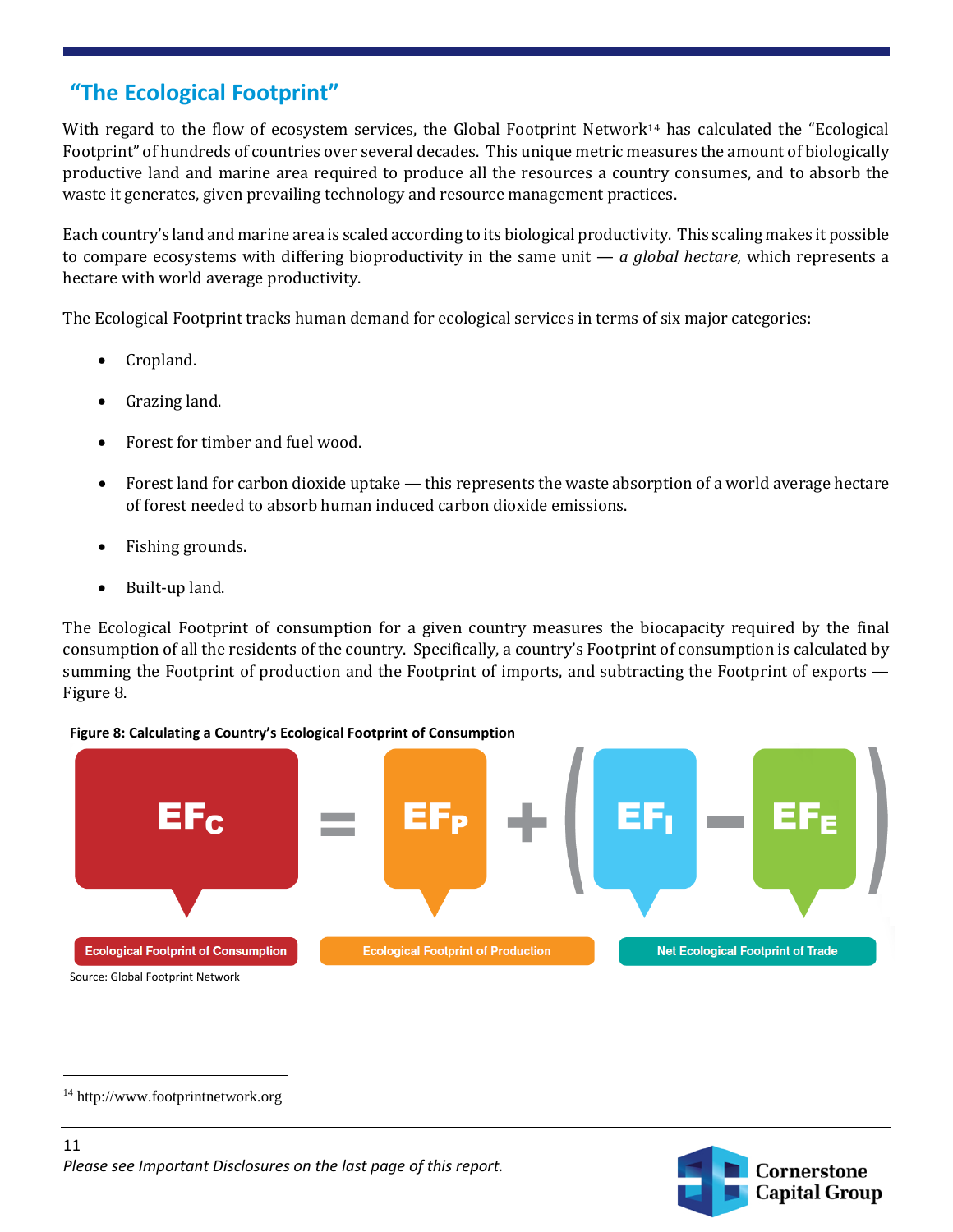## "The Ecological Footprint"

With regard to the flow of ecosystem services, the Global Footprint Network[14] has calculated the "Ecological Footprint" of hundreds of countries over several decades. This unique metric measures the amount of biologically productive land and marine area required to produce all the resources a country consumes, and to absorb the waste it generates, given prevailing technology and resource management practices.

Each country's land and marine area is scaled according to its biological productivity. This scaling makes it possible to compare ecosystems with differing bioproductivity in the same unit — *a global hectare,* which represents a hectare with world average productivity.

The Ecological Footprint tracks human demand for ecological services in terms of six major categories:

- Cropland.
- Grazing land.
- Forest for timber and fuel wood.
- Forest land for carbon dioxide uptake — this represents the waste absorption of a world average hectare of forest needed to absorb human induced carbon dioxide emissions.
- Fishing grounds.
- Built-up land.

The Ecological Footprint of consumption for a given country measures the biocapacity required by the final consumption of all the residents of the country. Specifically, a country's Footprint of consumption is calculated by summing the Footprint of production and the Footprint of imports, and subtracting the Footprint of exports — Figure 8.

**Figure 8: Calculating a Country's Ecological Footprint of Consumption**

$$EF_C = EF_P + (EF_I - EF_E)$$

Ecological Footprint of Consumption | Ecological Footprint of Production | Net Ecological Footprint of Trade

Source: Global Footprint Network

[14] http://www.footprintnetwork.org

*Please see Important Disclosures on the last page of this report.*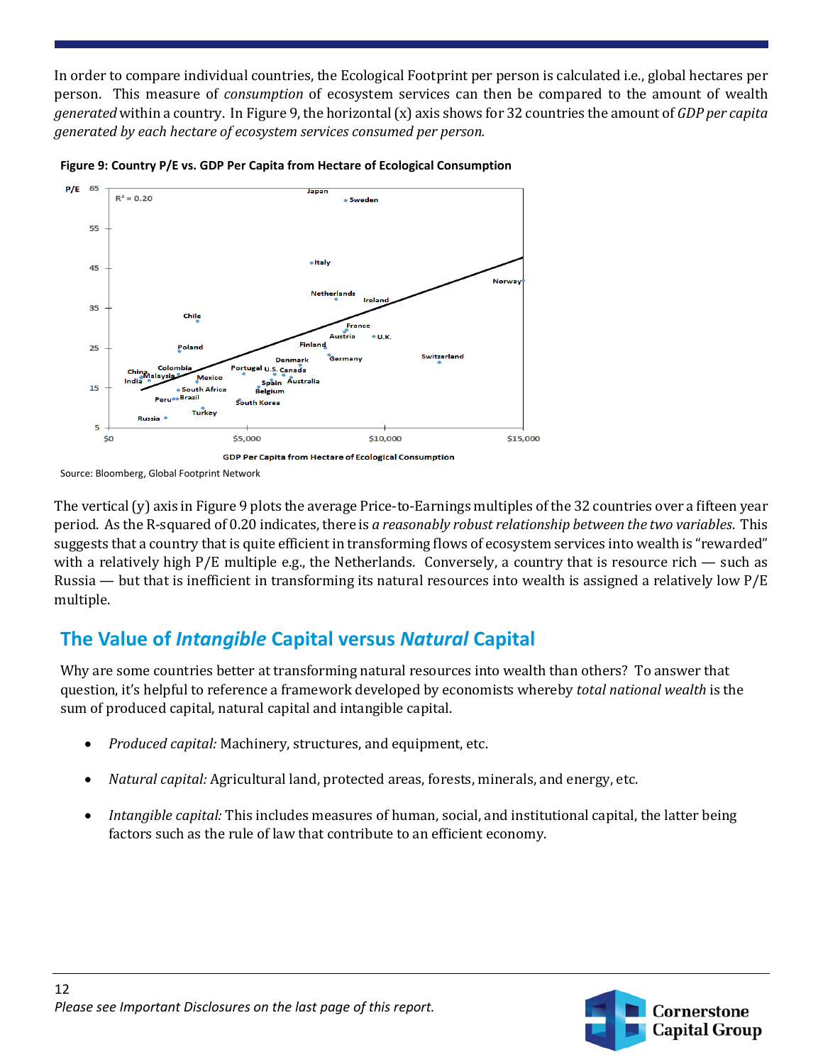In order to compare individual countries, the Ecological Footprint per person is calculated i.e., global hectares per person. This measure of *consumption* of ecosystem services can then be compared to the amount of wealth *generated* within a country. In Figure 9, the horizontal (x) axis shows for 32 countries the amount of *GDP per capita generated by each hectare of ecosystem services consumed per person.*

**Figure 9: Country P/E vs. GDP Per Capita from Hectare of Ecological Consumption**

Source: Bloomberg, Global Footprint Network

The vertical (y) axis in Figure 9 plots the average Price-to-Earnings multiples of the 32 countries over a fifteen year period. As the R-squared of 0.20 indicates, there is *a reasonably robust relationship between the two variables*. This suggests that a country that is quite efficient in transforming flows of ecosystem services into wealth is "rewarded" with a relatively high P/E multiple e.g., the Netherlands. Conversely, a country that is resource rich — such as Russia — but that is inefficient in transforming its natural resources into wealth is assigned a relatively low P/E multiple.

## The Value of *Intangible* Capital versus *Natural* Capital

Why are some countries better at transforming natural resources into wealth than others? To answer that question, it's helpful to reference a framework developed by economists whereby *total national wealth* is the sum of produced capital, natural capital and intangible capital.

- *Produced capital:* Machinery, structures, and equipment, etc.
- *Natural capital:* Agricultural land, protected areas, forests, minerals, and energy, etc.
- *Intangible capital:* This includes measures of human, social, and institutional capital, the latter being factors such as the rule of law that contribute to an efficient economy.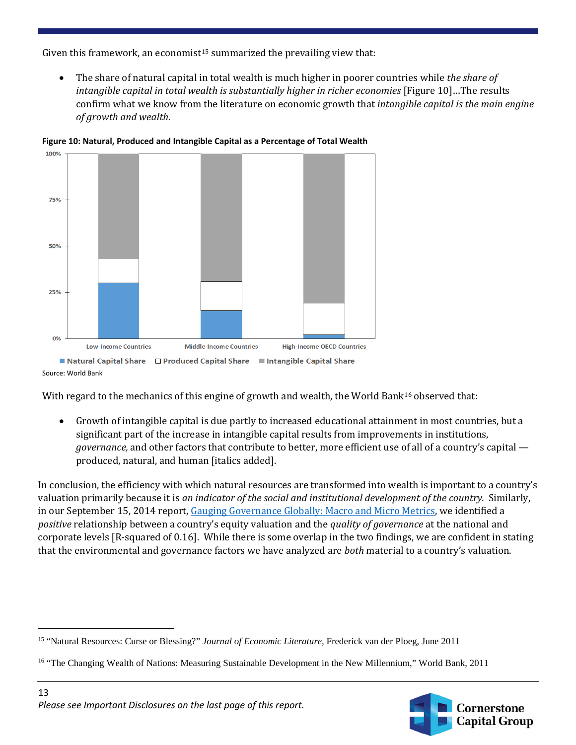Given this framework, an economist[15] summarized the prevailing view that:

- The share of natural capital in total wealth is much higher in poorer countries while *the share of intangible capital in total wealth is substantially higher in richer economies* [Figure 10]…The results confirm what we know from the literature on economic growth that *intangible capital is the main engine of growth and wealth.*

**Figure 10: Natural, Produced and Intangible Capital as a Percentage of Total Wealth**

Source: World Bank

With regard to the mechanics of this engine of growth and wealth, the World Bank[16] observed that:

- Growth of intangible capital is due partly to increased educational attainment in most countries, but a significant part of the increase in intangible capital results from improvements in institutions, *governance,* and other factors that contribute to better, more efficient use of all of a country's capital — produced, natural, and human [italics added].

In conclusion, the efficiency with which natural resources are transformed into wealth is important to a country's valuation primarily because it is *an indicator of the social and institutional development of the country.* Similarly, in our September 15, 2014 report, Gauging Governance Globally: Macro and Micro Metrics, we identified a *positive* relationship between a country's equity valuation and the *quality of governance* at the national and corporate levels [R-squared of 0.16]. While there is some overlap in the two findings, we are confident in stating that the environmental and governance factors we have analyzed are *both* material to a country's valuation.

---

[15] "Natural Resources: Curse or Blessing?" *Journal of Economic Literature*, Frederick van der Ploeg, June 2011

[16] "The Changing Wealth of Nations: Measuring Sustainable Development in the New Millennium," World Bank, 2011

*Please see Important Disclosures on the last page of this report.*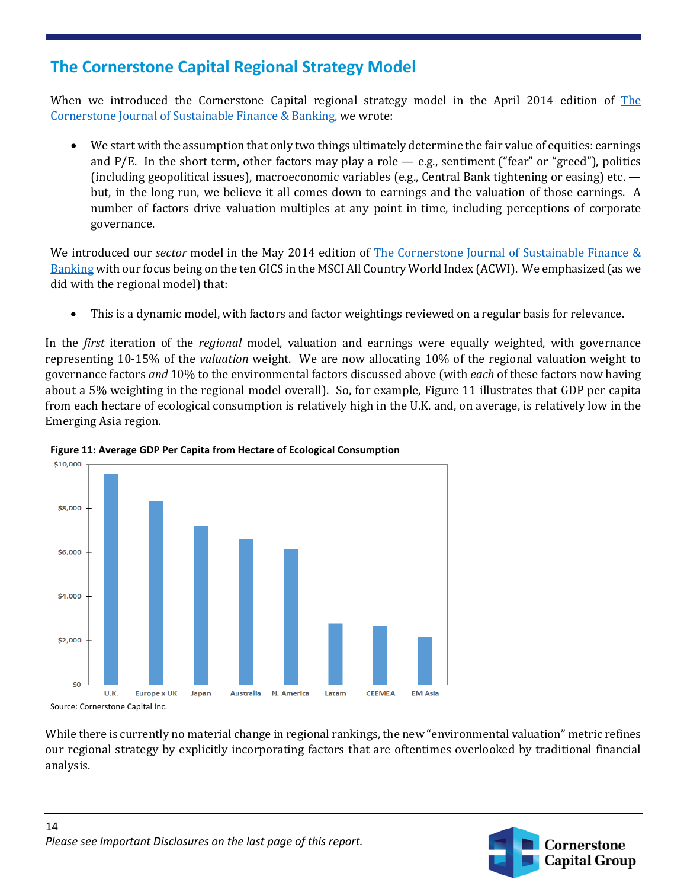## The Cornerstone Capital Regional Strategy Model

When we introduced the Cornerstone Capital regional strategy model in the April 2014 edition of The Cornerstone Journal of Sustainable Finance & Banking, we wrote:

- We start with the assumption that only two things ultimately determine the fair value of equities: earnings and P/E. In the short term, other factors may play a role — e.g., sentiment ("fear" or "greed"), politics (including geopolitical issues), macroeconomic variables (e.g., Central Bank tightening or easing) etc. — but, in the long run, we believe it all comes down to earnings and the valuation of those earnings. A number of factors drive valuation multiples at any point in time, including perceptions of corporate governance.

We introduced our *sector* model in the May 2014 edition of The Cornerstone Journal of Sustainable Finance & Banking with our focus being on the ten GICS in the MSCI All Country World Index (ACWI). We emphasized (as we did with the regional model) that:

- This is a dynamic model, with factors and factor weightings reviewed on a regular basis for relevance.

In the *first* iteration of the *regional* model, valuation and earnings were equally weighted, with governance representing 10-15% of the *valuation* weight. We are now allocating 10% of the regional valuation weight to governance factors *and* 10% to the environmental factors discussed above (with *each* of these factors now having about a 5% weighting in the regional model overall). So, for example, Figure 11 illustrates that GDP per capita from each hectare of ecological consumption is relatively high in the U.K. and, on average, is relatively low in the Emerging Asia region.

**Figure 11: Average GDP Per Capita from Hectare of Ecological Consumption**

| Region | Approx. value |
|---|---|
| U.K. | ~$9,600 |
| Europe x UK | ~$8,300 |
| Japan | ~$7,200 |
| Australia | ~$6,600 |
| N. America | ~$6,200 |
| Latam | ~$2,700 |
| CEEMEA | ~$2,600 |
| EM Asia | ~$2,100 |

Source: Cornerstone Capital Inc.

While there is currently no material change in regional rankings, the new "environmental valuation" metric refines our regional strategy by explicitly incorporating factors that are oftentimes overlooked by traditional financial analysis.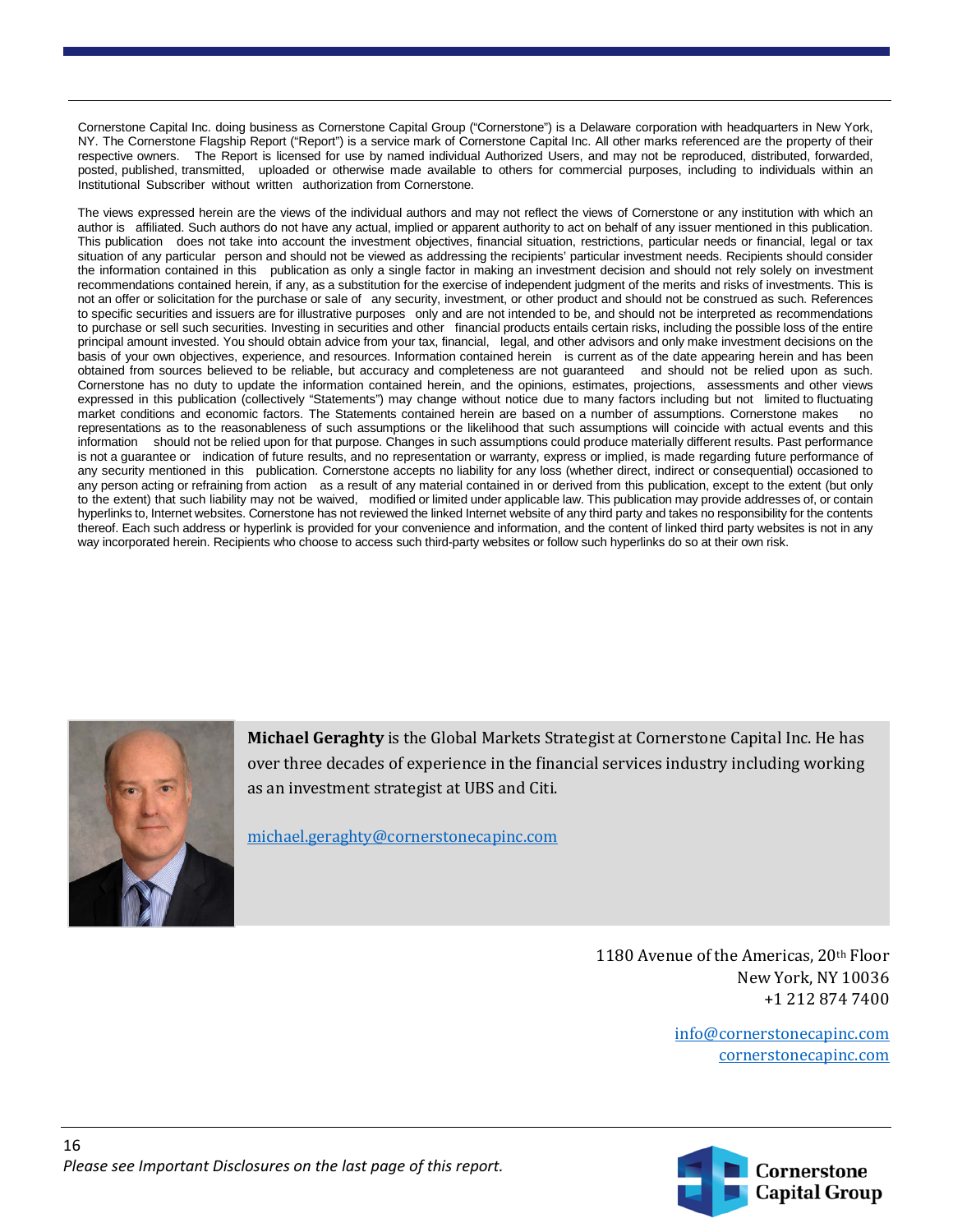Cornerstone Capital Inc. doing business as Cornerstone Capital Group ("Cornerstone") is a Delaware corporation with headquarters in New York, NY. The Cornerstone Flagship Report ("Report") is a service mark of Cornerstone Capital Inc. All other marks referenced are the property of their respective owners. The Report is licensed for use by named individual Authorized Users, and may not be reproduced, distributed, forwarded, posted, published, transmitted, uploaded or otherwise made available to others for commercial purposes, including to individuals within an Institutional Subscriber without written authorization from Cornerstone.

The views expressed herein are the views of the individual authors and may not reflect the views of Cornerstone or any institution with which an author is affiliated. Such authors do not have any actual, implied or apparent authority to act on behalf of any issuer mentioned in this publication. This publication does not take into account the investment objectives, financial situation, restrictions, particular needs or financial, legal or tax situation of any particular person and should not be viewed as addressing the recipients' particular investment needs. Recipients should consider the information contained in this publication as only a single factor in making an investment decision and should not rely solely on investment recommendations contained herein, if any, as a substitution for the exercise of independent judgment of the merits and risks of investments. This is not an offer or solicitation for the purchase or sale of any security, investment, or other product and should not be construed as such. References to specific securities and issuers are for illustrative purposes only and are not intended to be, and should not be interpreted as recommendations to purchase or sell such securities. Investing in securities and other financial products entails certain risks, including the possible loss of the entire principal amount invested. You should obtain advice from your tax, financial, legal, and other advisors and only make investment decisions on the basis of your own objectives, experience, and resources. Information contained herein is current as of the date appearing herein and has been obtained from sources believed to be reliable, but accuracy and completeness are not guaranteed and should not be relied upon as such. Cornerstone has no duty to update the information contained herein, and the opinions, estimates, projections, assessments and other views expressed in this publication (collectively "Statements") may change without notice due to many factors including but not limited to fluctuating market conditions and economic factors. The Statements contained herein are based on a number of assumptions. Cornerstone makes no representations as to the reasonableness of such assumptions or the likelihood that such assumptions will coincide with actual events and this information should not be relied upon for that purpose. Changes in such assumptions could produce materially different results. Past performance is not a guarantee or indication of future results, and no representation or warranty, express or implied, is made regarding future performance of any security mentioned in this publication. Cornerstone accepts no liability for any loss (whether direct, indirect or consequential) occasioned to any person acting or refraining from action as a result of any material contained in or derived from this publication, except to the extent (but only to the extent) that such liability may not be waived, modified or limited under applicable law. This publication may provide addresses of, or contain hyperlinks to, Internet websites. Cornerstone has not reviewed the linked Internet website of any third party and takes no responsibility for the contents thereof. Each such address or hyperlink is provided for your convenience and information, and the content of linked third party websites is not in any way incorporated herein. Recipients who choose to access such third-party websites or follow such hyperlinks do so at their own risk.

**Michael Geraghty** is the Global Markets Strategist at Cornerstone Capital Inc. He has over three decades of experience in the financial services industry including working as an investment strategist at UBS and Citi.

michael.geraghty@cornerstonecapinc.com

1180 Avenue of the Americas, 20th Floor
New York, NY 10036
+1 212 874 7400

info@cornerstonecapinc.com
cornerstonecapinc.com